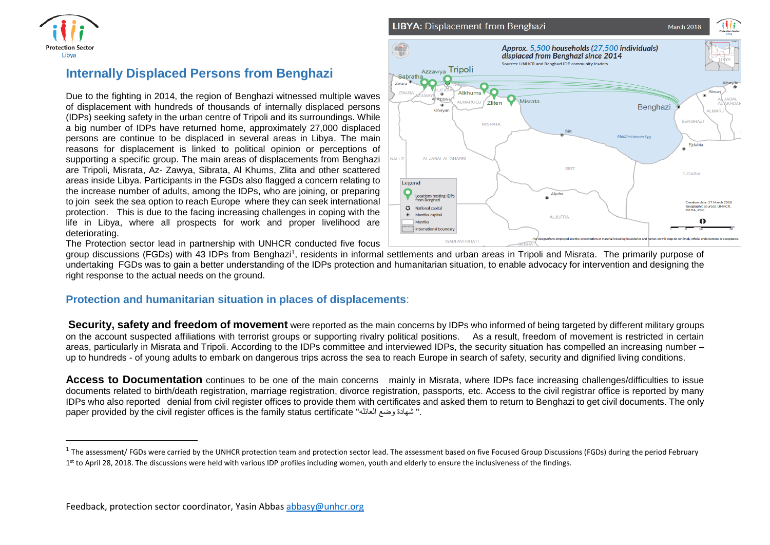Protection Sector
Libya

## Internally Displaced Persons from Benghazi

Due to the fighting in 2014, the region of Benghazi witnessed multiple waves of displacement with hundreds of thousands of internally displaced persons (IDPs) seeking safety in the urban centre of Tripoli and its surroundings. While a big number of IDPs have returned home, approximately 27,000 displaced persons are continue to be displaced in several areas in Libya. The main reasons for displacement is linked to political opinion or perceptions of supporting a specific group. The main areas of displacements from Benghazi are Tripoli, Misrata, Az- Zawya, Sibrata, Al Khums, Zlita and other scattered areas inside Libya. Participants in the FGDs also flagged a concern relating to the increase number of adults, among the IDPs, who are joining, or preparing to join seek the sea option to reach Europe where they can seek international protection. This is due to the facing increasing challenges in coping with the life in Libya, where all prospects for work and proper livelihood are deteriorating.

**LIBYA:** Displacement from Benghazi — March 2018

*Approx. 5,500 households (27,500 individuals) displaced from Benghazi since 2014*

Sources: UNHCR and Benghazi IDP community leaders

The Protection sector lead in partnership with UNHCR conducted five focus group discussions (FGDs) with 43 IDPs from Benghazi[1], residents in informal settlements and urban areas in Tripoli and Misrata. The primarily purpose of undertaking FGDs was to gain a better understanding of the IDPs protection and humanitarian situation, to enable advocacy for intervention and designing the right response to the actual needs on the ground.

### Protection and humanitarian situation in places of displacements:

**Security, safety and freedom of movement** were reported as the main concerns by IDPs who informed of being targeted by different military groups on the account suspected affiliations with terrorist groups or supporting rivalry political positions. As a result, freedom of movement is restricted in certain areas, particularly in Misrata and Tripoli. According to the IDPs committee and interviewed IDPs, the security situation has compelled an increasing number – up to hundreds - of young adults to embark on dangerous trips across the sea to reach Europe in search of safety, security and dignified living conditions.

**Access to Documentation** continues to be one of the main concerns mainly in Misrata, where IDPs face increasing challenges/difficulties to issue documents related to birth/death registration, marriage registration, divorce registration, passports, etc. Access to the civil registrar office is reported by many IDPs who also reported denial from civil register offices to provide them with certificates and asked them to return to Benghazi to get civil documents. The only paper provided by the civil register offices is the family status certificate "شهادة وضع العائله ".

[1] The assessment/ FGDs were carried by the UNHCR protection team and protection sector lead. The assessment based on five Focused Group Discussions (FGDs) during the period February 1st to April 28, 2018. The discussions were held with various IDP profiles including women, youth and elderly to ensure the inclusiveness of the findings.

Feedback, protection sector coordinator, Yasin Abbas abbasy@unhcr.org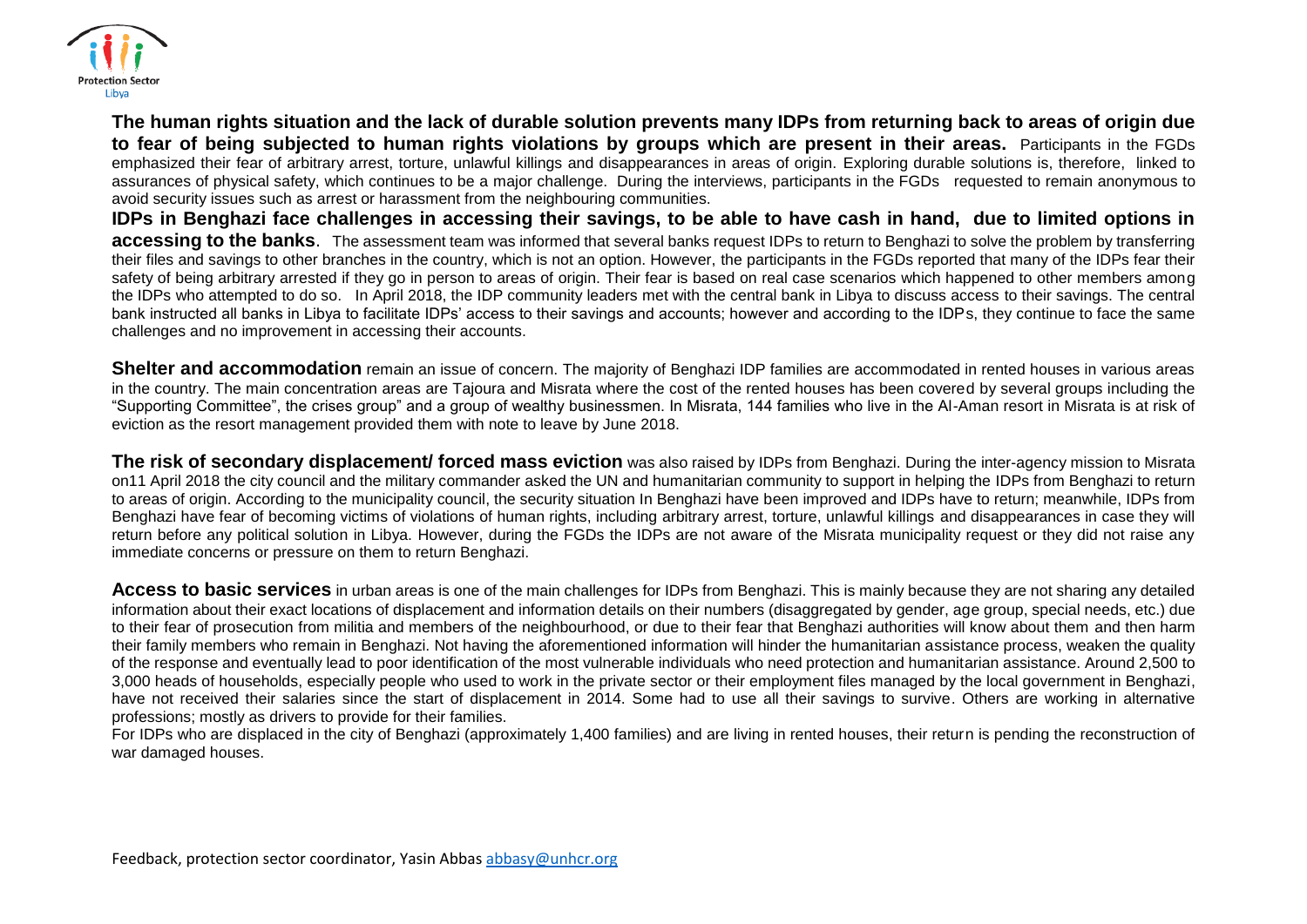**The human rights situation and the lack of durable solution prevents many IDPs from returning back to areas of origin due to fear of being subjected to human rights violations by groups which are present in their areas.** Participants in the FGDs emphasized their fear of arbitrary arrest, torture, unlawful killings and disappearances in areas of origin. Exploring durable solutions is, therefore, linked to assurances of physical safety, which continues to be a major challenge. During the interviews, participants in the FGDs requested to remain anonymous to avoid security issues such as arrest or harassment from the neighbouring communities.

**IDPs in Benghazi face challenges in accessing their savings, to be able to have cash in hand, due to limited options in accessing to the banks**. The assessment team was informed that several banks request IDPs to return to Benghazi to solve the problem by transferring their files and savings to other branches in the country, which is not an option. However, the participants in the FGDs reported that many of the IDPs fear their safety of being arbitrary arrested if they go in person to areas of origin. Their fear is based on real case scenarios which happened to other members among the IDPs who attempted to do so. In April 2018, the IDP community leaders met with the central bank in Libya to discuss access to their savings. The central bank instructed all banks in Libya to facilitate IDPs' access to their savings and accounts; however and according to the IDPs, they continue to face the same challenges and no improvement in accessing their accounts.

**Shelter and accommodation** remain an issue of concern. The majority of Benghazi IDP families are accommodated in rented houses in various areas in the country. The main concentration areas are Tajoura and Misrata where the cost of the rented houses has been covered by several groups including the "Supporting Committee", the crises group" and a group of wealthy businessmen. In Misrata, 144 families who live in the Al-Aman resort in Misrata is at risk of eviction as the resort management provided them with note to leave by June 2018.

**The risk of secondary displacement/ forced mass eviction** was also raised by IDPs from Benghazi. During the inter-agency mission to Misrata on11 April 2018 the city council and the military commander asked the UN and humanitarian community to support in helping the IDPs from Benghazi to return to areas of origin. According to the municipality council, the security situation In Benghazi have been improved and IDPs have to return; meanwhile, IDPs from Benghazi have fear of becoming victims of violations of human rights, including arbitrary arrest, torture, unlawful killings and disappearances in case they will return before any political solution in Libya. However, during the FGDs the IDPs are not aware of the Misrata municipality request or they did not raise any immediate concerns or pressure on them to return Benghazi.

**Access to basic services** in urban areas is one of the main challenges for IDPs from Benghazi. This is mainly because they are not sharing any detailed information about their exact locations of displacement and information details on their numbers (disaggregated by gender, age group, special needs, etc.) due to their fear of prosecution from militia and members of the neighbourhood, or due to their fear that Benghazi authorities will know about them and then harm their family members who remain in Benghazi. Not having the aforementioned information will hinder the humanitarian assistance process, weaken the quality of the response and eventually lead to poor identification of the most vulnerable individuals who need protection and humanitarian assistance. Around 2,500 to 3,000 heads of households, especially people who used to work in the private sector or their employment files managed by the local government in Benghazi, have not received their salaries since the start of displacement in 2014. Some had to use all their savings to survive. Others are working in alternative professions; mostly as drivers to provide for their families.

For IDPs who are displaced in the city of Benghazi (approximately 1,400 families) and are living in rented houses, their return is pending the reconstruction of war damaged houses.

Feedback, protection sector coordinator, Yasin Abbas abbasy@unhcr.org